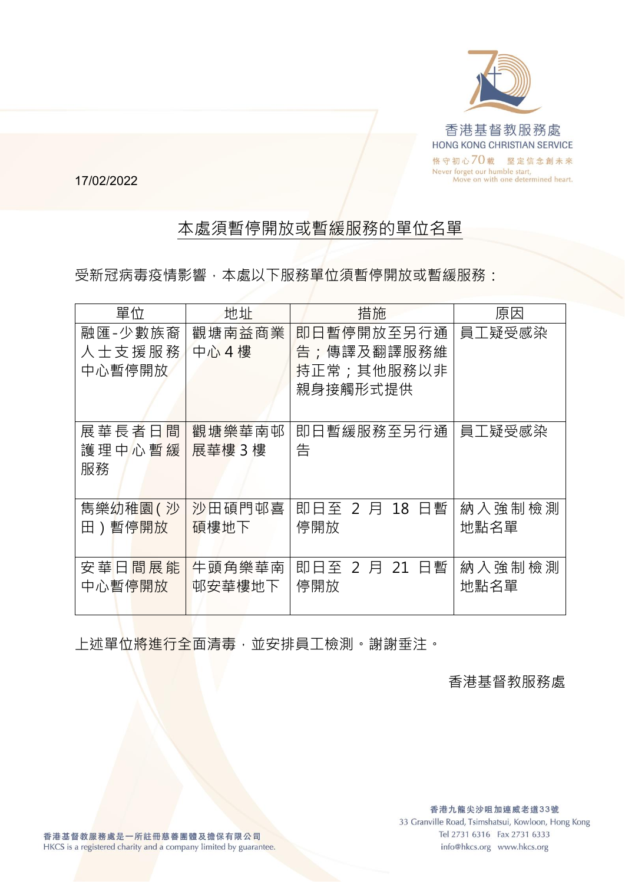香港基督教服務處
HONG KONG CHRISTIAN SERVICE
恪守初心70載 堅定信念創未來
Never forget our humble start, Move on with one determined heart.

17/02/2022

## 本處須暫停開放或暫緩服務的單位名單

受新冠病毒疫情影響，本處以下服務單位須暫停開放或暫緩服務：

| 單位 | 地址 | 措施 | 原因 |
|---|---|---|---|
| 融匯-少數族裔人士支援服務中心暫停開放 | 觀塘南益商業中心 4 樓 | 即日暫停開放至另行通告；傳譯及翻譯服務維持正常；其他服務以非親身接觸形式提供 | 員工疑受感染 |
| 展華長者日間護理中心暫緩服務 | 觀塘樂華南邨展華樓 3 樓 | 即日暫緩服務至另行通告 | 員工疑受感染 |
| 雋樂幼稚園(沙田)暫停開放 | 沙田碩門邨喜碩樓地下 | 即日至 2 月 18 日暫停開放 | 納入強制檢測地點名單 |
| 安華日間展能中心暫停開放 | 牛頭角樂華南邨安華樓地下 | 即日至 2 月 21 日暫停開放 | 納入強制檢測地點名單 |

上述單位將進行全面清毒，並安排員工檢測。謝謝垂注。

香港基督教服務處

香港基督教服務處是一所註冊慈善團體及擔保有限公司
HKCS is a registered charity and a company limited by guarantee.

香港九龍尖沙咀加連威老道33號
33 Granville Road, Tsimshatsui, Kowloon, Hong Kong
Tel 2731 6316 Fax 2731 6333
info@hkcs.org www.hkcs.org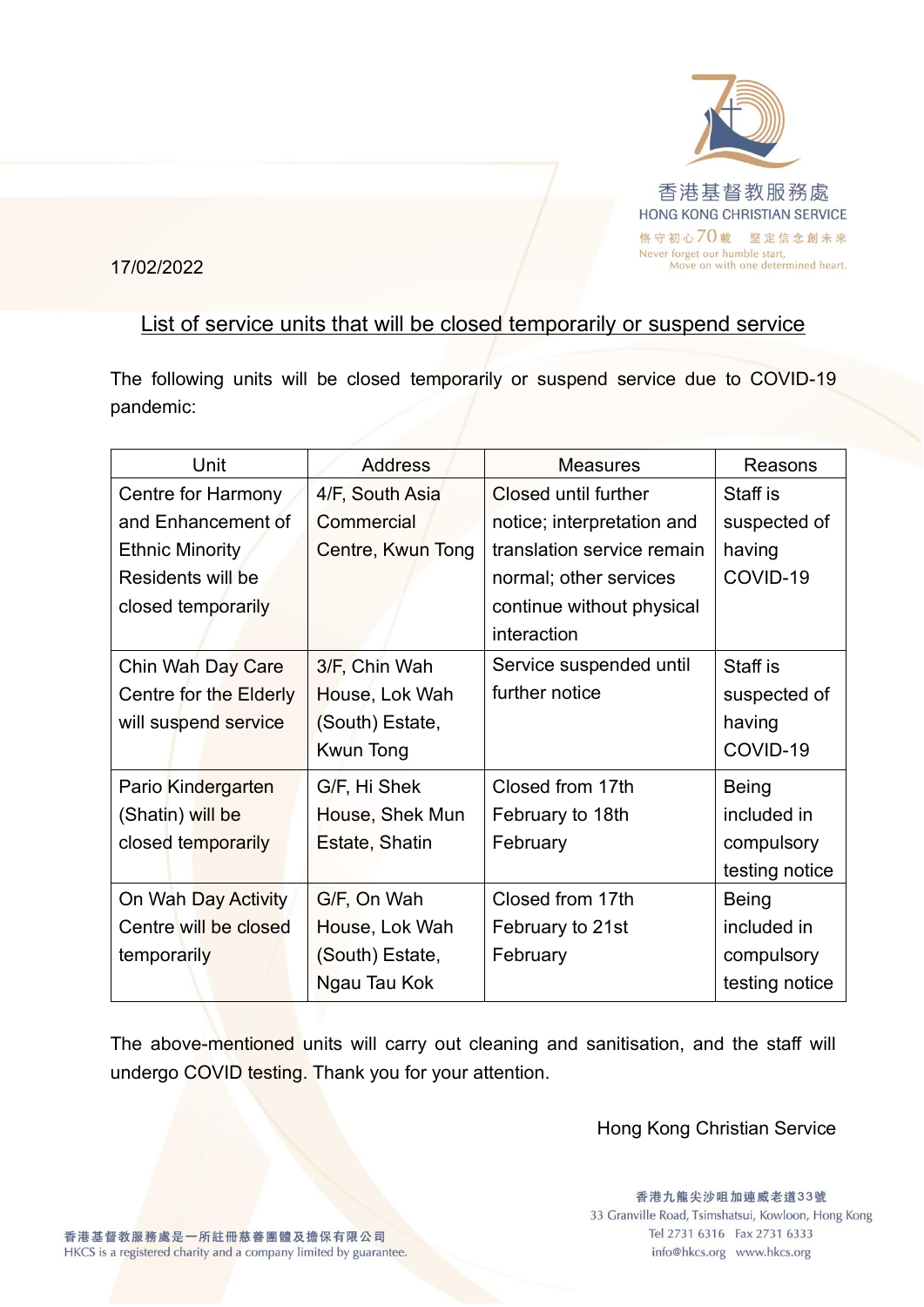17/02/2022

## List of service units that will be closed temporarily or suspend service

The following units will be closed temporarily or suspend service due to COVID-19 pandemic:

| Unit | Address | Measures | Reasons |
|---|---|---|---|
| Centre for Harmony and Enhancement of Ethnic Minority Residents will be closed temporarily | 4/F, South Asia Commercial Centre, Kwun Tong | Closed until further notice; interpretation and translation service remain normal; other services continue without physical interaction | Staff is suspected of having COVID-19 |
| Chin Wah Day Care Centre for the Elderly will suspend service | 3/F, Chin Wah House, Lok Wah (South) Estate, Kwun Tong | Service suspended until further notice | Staff is suspected of having COVID-19 |
| Pario Kindergarten (Shatin) will be closed temporarily | G/F, Hi Shek House, Shek Mun Estate, Shatin | Closed from 17th February to 18th February | Being included in compulsory testing notice |
| On Wah Day Activity Centre will be closed temporarily | G/F, On Wah House, Lok Wah (South) Estate, Ngau Tau Kok | Closed from 17th February to 21st February | Being included in compulsory testing notice |

The above-mentioned units will carry out cleaning and sanitisation, and the staff will undergo COVID testing. Thank you for your attention.

Hong Kong Christian Service